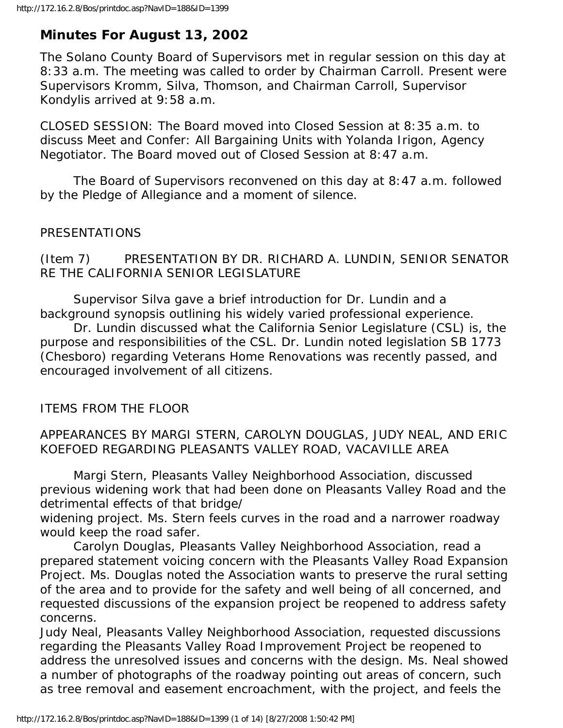## Minutes For August 13, 2002

The Solano County Board of Supervisors met in regular session on this day at 8:33 a.m. The meeting was called to order by Chairman Carroll. Present were Supervisors Kromm, Silva, Thomson, and Chairman Carroll, Supervisor Kondylis arrived at 9:58 a.m.

CLOSED SESSION: The Board moved into Closed Session at 8:35 a.m. to discuss Meet and Confer: All Bargaining Units with Yolanda Irigon, Agency Negotiator. The Board moved out of Closed Session at 8:47 a.m.

The Board of Supervisors reconvened on this day at 8:47 a.m. followed by the Pledge of Allegiance and a moment of silence.

PRESENTATIONS

(Item 7) PRESENTATION BY DR. RICHARD A. LUNDIN, SENIOR SENATOR RE THE CALIFORNIA SENIOR LEGISLATURE

Supervisor Silva gave a brief introduction for Dr. Lundin and a background synopsis outlining his widely varied professional experience.

Dr. Lundin discussed what the California Senior Legislature (CSL) is, the purpose and responsibilities of the CSL. Dr. Lundin noted legislation SB 1773 (Chesboro) regarding Veterans Home Renovations was recently passed, and encouraged involvement of all citizens.

ITEMS FROM THE FLOOR

APPEARANCES BY MARGI STERN, CAROLYN DOUGLAS, JUDY NEAL, AND ERIC KOEFOED REGARDING PLEASANTS VALLEY ROAD, VACAVILLE AREA

Margi Stern, Pleasants Valley Neighborhood Association, discussed previous widening work that had been done on Pleasants Valley Road and the detrimental effects of that bridge/widening project. Ms. Stern feels curves in the road and a narrower roadway would keep the road safer.

Carolyn Douglas, Pleasants Valley Neighborhood Association, read a prepared statement voicing concern with the Pleasants Valley Road Expansion Project. Ms. Douglas noted the Association wants to preserve the rural setting of the area and to provide for the safety and well being of all concerned, and requested discussions of the expansion project be reopened to address safety concerns.

Judy Neal, Pleasants Valley Neighborhood Association, requested discussions regarding the Pleasants Valley Road Improvement Project be reopened to address the unresolved issues and concerns with the design. Ms. Neal showed a number of photographs of the roadway pointing out areas of concern, such as tree removal and easement encroachment, with the project, and feels the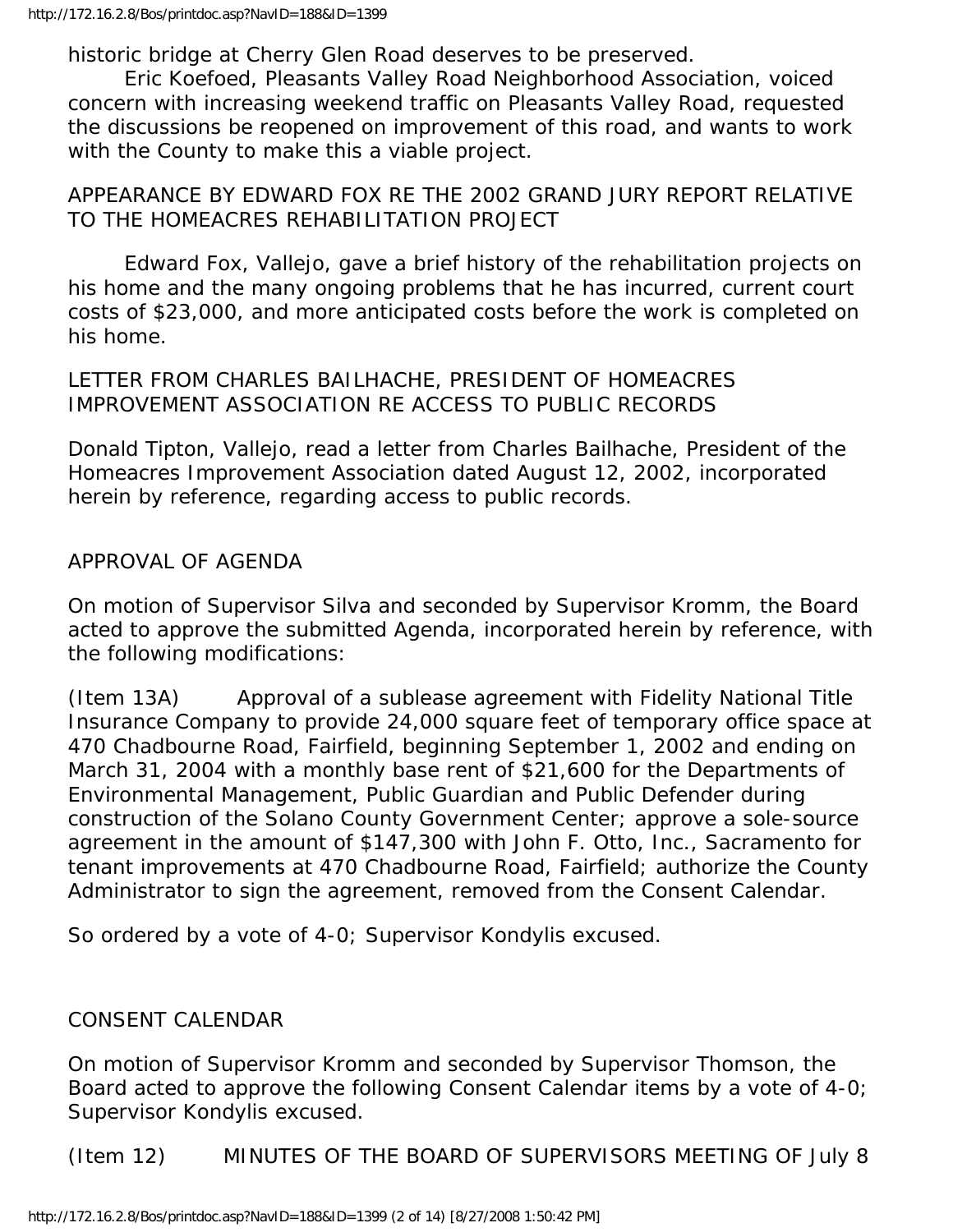historic bridge at Cherry Glen Road deserves to be preserved.

Eric Koefoed, Pleasants Valley Road Neighborhood Association, voiced concern with increasing weekend traffic on Pleasants Valley Road, requested the discussions be reopened on improvement of this road, and wants to work with the County to make this a viable project.

APPEARANCE BY EDWARD FOX RE THE 2002 GRAND JURY REPORT RELATIVE TO THE HOMEACRES REHABILITATION PROJECT

Edward Fox, Vallejo, gave a brief history of the rehabilitation projects on his home and the many ongoing problems that he has incurred, current court costs of $23,000, and more anticipated costs before the work is completed on his home.

LETTER FROM CHARLES BAILHACHE, PRESIDENT OF HOMEACRES IMPROVEMENT ASSOCIATION RE ACCESS TO PUBLIC RECORDS

Donald Tipton, Vallejo, read a letter from Charles Bailhache, President of the Homeacres Improvement Association dated August 12, 2002, incorporated herein by reference, regarding access to public records.

APPROVAL OF AGENDA

On motion of Supervisor Silva and seconded by Supervisor Kromm, the Board acted to approve the submitted Agenda, incorporated herein by reference, with the following modifications:

(Item 13A) Approval of a sublease agreement with Fidelity National Title Insurance Company to provide 24,000 square feet of temporary office space at 470 Chadbourne Road, Fairfield, beginning September 1, 2002 and ending on March 31, 2004 with a monthly base rent of $21,600 for the Departments of Environmental Management, Public Guardian and Public Defender during construction of the Solano County Government Center; approve a sole-source agreement in the amount of $147,300 with John F. Otto, Inc., Sacramento for tenant improvements at 470 Chadbourne Road, Fairfield; authorize the County Administrator to sign the agreement, removed from the Consent Calendar.

So ordered by a vote of 4-0; Supervisor Kondylis excused.

CONSENT CALENDAR

On motion of Supervisor Kromm and seconded by Supervisor Thomson, the Board acted to approve the following Consent Calendar items by a vote of 4-0; Supervisor Kondylis excused.

(Item 12) MINUTES OF THE BOARD OF SUPERVISORS MEETING OF July 8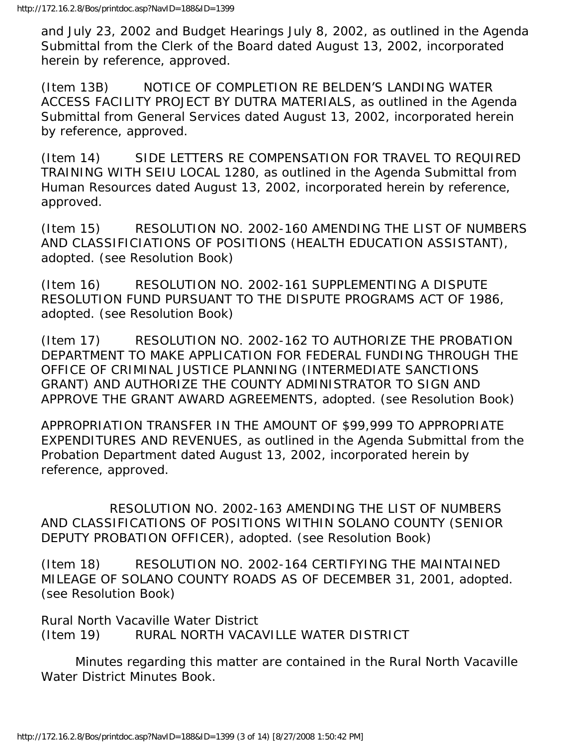and July 23, 2002 and Budget Hearings July 8, 2002, as outlined in the Agenda Submittal from the Clerk of the Board dated August 13, 2002, incorporated herein by reference, approved.

(Item 13B) NOTICE OF COMPLETION RE BELDEN'S LANDING WATER ACCESS FACILITY PROJECT BY DUTRA MATERIALS, as outlined in the Agenda Submittal from General Services dated August 13, 2002, incorporated herein by reference, approved.

(Item 14) SIDE LETTERS RE COMPENSATION FOR TRAVEL TO REQUIRED TRAINING WITH SEIU LOCAL 1280, as outlined in the Agenda Submittal from Human Resources dated August 13, 2002, incorporated herein by reference, approved.

(Item 15) RESOLUTION NO. 2002-160 AMENDING THE LIST OF NUMBERS AND CLASSIFICIATIONS OF POSITIONS (HEALTH EDUCATION ASSISTANT), adopted. (see Resolution Book)

(Item 16) RESOLUTION NO. 2002-161 SUPPLEMENTING A DISPUTE RESOLUTION FUND PURSUANT TO THE DISPUTE PROGRAMS ACT OF 1986, adopted. (see Resolution Book)

(Item 17) RESOLUTION NO. 2002-162 TO AUTHORIZE THE PROBATION DEPARTMENT TO MAKE APPLICATION FOR FEDERAL FUNDING THROUGH THE OFFICE OF CRIMINAL JUSTICE PLANNING (INTERMEDIATE SANCTIONS GRANT) AND AUTHORIZE THE COUNTY ADMINISTRATOR TO SIGN AND APPROVE THE GRANT AWARD AGREEMENTS, adopted. (see Resolution Book)

APPROPRIATION TRANSFER IN THE AMOUNT OF $99,999 TO APPROPRIATE EXPENDITURES AND REVENUES, as outlined in the Agenda Submittal from the Probation Department dated August 13, 2002, incorporated herein by reference, approved.

RESOLUTION NO. 2002-163 AMENDING THE LIST OF NUMBERS AND CLASSIFICATIONS OF POSITIONS WITHIN SOLANO COUNTY (SENIOR DEPUTY PROBATION OFFICER), adopted. (see Resolution Book)

(Item 18) RESOLUTION NO. 2002-164 CERTIFYING THE MAINTAINED MILEAGE OF SOLANO COUNTY ROADS AS OF DECEMBER 31, 2001, adopted. (see Resolution Book)

Rural North Vacaville Water District
(Item 19) RURAL NORTH VACAVILLE WATER DISTRICT

Minutes regarding this matter are contained in the Rural North Vacaville Water District Minutes Book.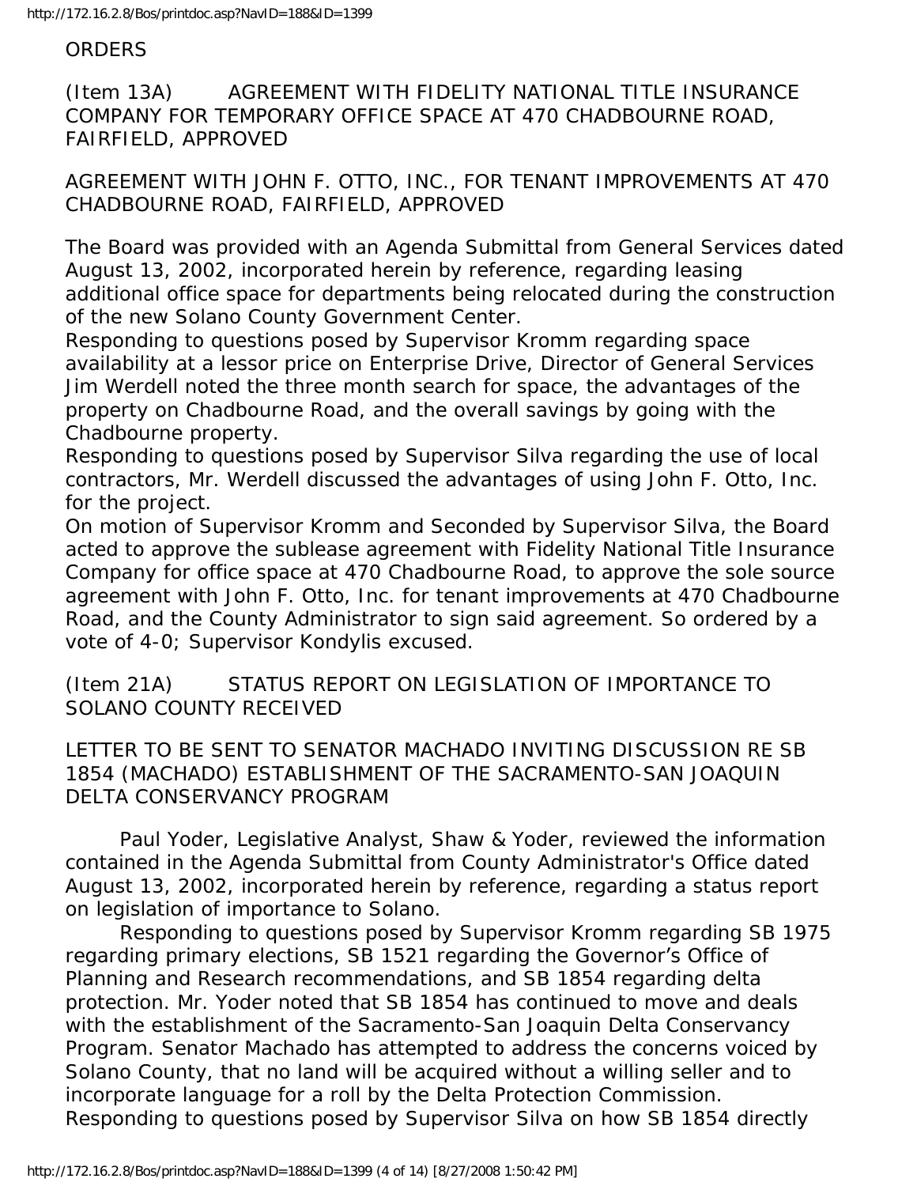ORDERS

(Item 13A) AGREEMENT WITH FIDELITY NATIONAL TITLE INSURANCE COMPANY FOR TEMPORARY OFFICE SPACE AT 470 CHADBOURNE ROAD, FAIRFIELD, APPROVED

AGREEMENT WITH JOHN F. OTTO, INC., FOR TENANT IMPROVEMENTS AT 470 CHADBOURNE ROAD, FAIRFIELD, APPROVED

The Board was provided with an Agenda Submittal from General Services dated August 13, 2002, incorporated herein by reference, regarding leasing additional office space for departments being relocated during the construction of the new Solano County Government Center.

Responding to questions posed by Supervisor Kromm regarding space availability at a lessor price on Enterprise Drive, Director of General Services Jim Werdell noted the three month search for space, the advantages of the property on Chadbourne Road, and the overall savings by going with the Chadbourne property.

Responding to questions posed by Supervisor Silva regarding the use of local contractors, Mr. Werdell discussed the advantages of using John F. Otto, Inc. for the project.

On motion of Supervisor Kromm and Seconded by Supervisor Silva, the Board acted to approve the sublease agreement with Fidelity National Title Insurance Company for office space at 470 Chadbourne Road, to approve the sole source agreement with John F. Otto, Inc. for tenant improvements at 470 Chadbourne Road, and the County Administrator to sign said agreement. So ordered by a vote of 4-0; Supervisor Kondylis excused.

(Item 21A) STATUS REPORT ON LEGISLATION OF IMPORTANCE TO SOLANO COUNTY RECEIVED

LETTER TO BE SENT TO SENATOR MACHADO INVITING DISCUSSION RE SB 1854 (MACHADO) ESTABLISHMENT OF THE SACRAMENTO-SAN JOAQUIN DELTA CONSERVANCY PROGRAM

Paul Yoder, Legislative Analyst, Shaw & Yoder, reviewed the information contained in the Agenda Submittal from County Administrator's Office dated August 13, 2002, incorporated herein by reference, regarding a status report on legislation of importance to Solano.

Responding to questions posed by Supervisor Kromm regarding SB 1975 regarding primary elections, SB 1521 regarding the Governor's Office of Planning and Research recommendations, and SB 1854 regarding delta protection. Mr. Yoder noted that SB 1854 has continued to move and deals with the establishment of the Sacramento-San Joaquin Delta Conservancy Program. Senator Machado has attempted to address the concerns voiced by Solano County, that no land will be acquired without a willing seller and to incorporate language for a roll by the Delta Protection Commission.

Responding to questions posed by Supervisor Silva on how SB 1854 directly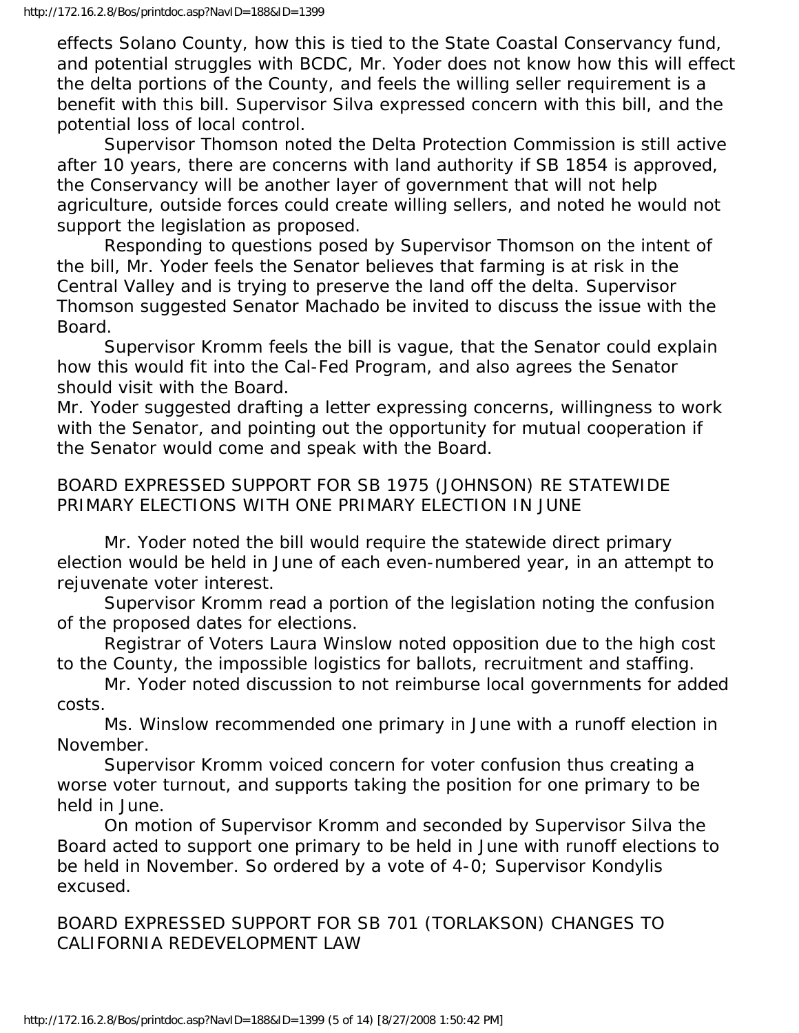effects Solano County, how this is tied to the State Coastal Conservancy fund, and potential struggles with BCDC, Mr. Yoder does not know how this will effect the delta portions of the County, and feels the willing seller requirement is a benefit with this bill. Supervisor Silva expressed concern with this bill, and the potential loss of local control.

Supervisor Thomson noted the Delta Protection Commission is still active after 10 years, there are concerns with land authority if SB 1854 is approved, the Conservancy will be another layer of government that will not help agriculture, outside forces could create willing sellers, and noted he would not support the legislation as proposed.

Responding to questions posed by Supervisor Thomson on the intent of the bill, Mr. Yoder feels the Senator believes that farming is at risk in the Central Valley and is trying to preserve the land off the delta. Supervisor Thomson suggested Senator Machado be invited to discuss the issue with the Board.

Supervisor Kromm feels the bill is vague, that the Senator could explain how this would fit into the Cal-Fed Program, and also agrees the Senator should visit with the Board.

Mr. Yoder suggested drafting a letter expressing concerns, willingness to work with the Senator, and pointing out the opportunity for mutual cooperation if the Senator would come and speak with the Board.

BOARD EXPRESSED SUPPORT FOR SB 1975 (JOHNSON) RE STATEWIDE PRIMARY ELECTIONS WITH ONE PRIMARY ELECTION IN JUNE

Mr. Yoder noted the bill would require the statewide direct primary election would be held in June of each even-numbered year, in an attempt to rejuvenate voter interest.

Supervisor Kromm read a portion of the legislation noting the confusion of the proposed dates for elections.

Registrar of Voters Laura Winslow noted opposition due to the high cost to the County, the impossible logistics for ballots, recruitment and staffing.

Mr. Yoder noted discussion to not reimburse local governments for added costs.

Ms. Winslow recommended one primary in June with a runoff election in November.

Supervisor Kromm voiced concern for voter confusion thus creating a worse voter turnout, and supports taking the position for one primary to be held in June.

On motion of Supervisor Kromm and seconded by Supervisor Silva the Board acted to support one primary to be held in June with runoff elections to be held in November. So ordered by a vote of 4-0; Supervisor Kondylis excused.

BOARD EXPRESSED SUPPORT FOR SB 701 (TORLAKSON) CHANGES TO CALIFORNIA REDEVELOPMENT LAW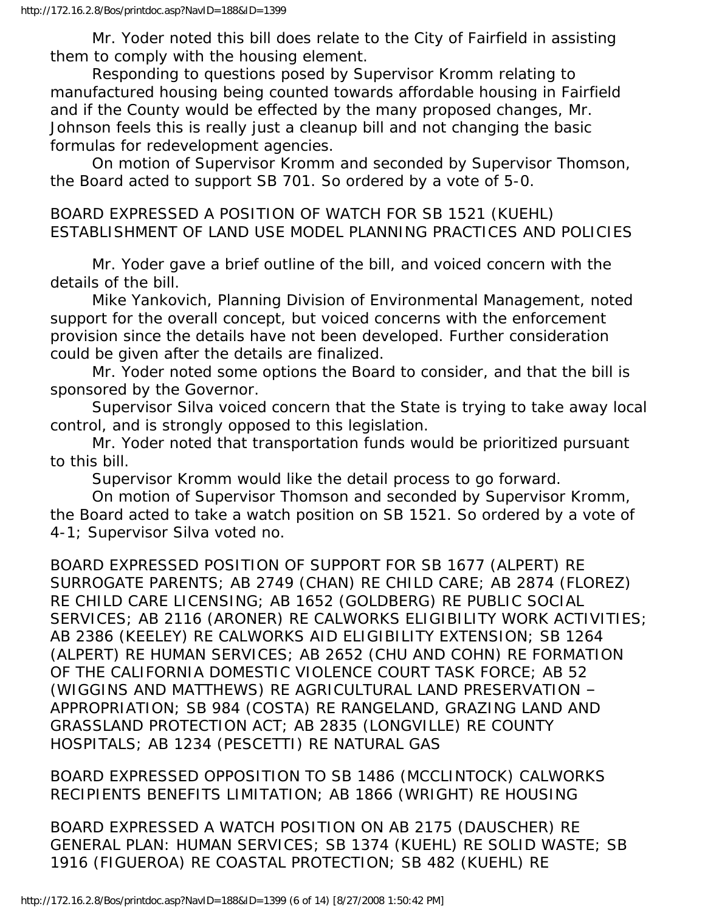Mr. Yoder noted this bill does relate to the City of Fairfield in assisting them to comply with the housing element.

Responding to questions posed by Supervisor Kromm relating to manufactured housing being counted towards affordable housing in Fairfield and if the County would be effected by the many proposed changes, Mr. Johnson feels this is really just a cleanup bill and not changing the basic formulas for redevelopment agencies.

On motion of Supervisor Kromm and seconded by Supervisor Thomson, the Board acted to support SB 701. So ordered by a vote of 5-0.

BOARD EXPRESSED A POSITION OF WATCH FOR SB 1521 (KUEHL) ESTABLISHMENT OF LAND USE MODEL PLANNING PRACTICES AND POLICIES

Mr. Yoder gave a brief outline of the bill, and voiced concern with the details of the bill.

Mike Yankovich, Planning Division of Environmental Management, noted support for the overall concept, but voiced concerns with the enforcement provision since the details have not been developed. Further consideration could be given after the details are finalized.

Mr. Yoder noted some options the Board to consider, and that the bill is sponsored by the Governor.

Supervisor Silva voiced concern that the State is trying to take away local control, and is strongly opposed to this legislation.

Mr. Yoder noted that transportation funds would be prioritized pursuant to this bill.

Supervisor Kromm would like the detail process to go forward.

On motion of Supervisor Thomson and seconded by Supervisor Kromm, the Board acted to take a watch position on SB 1521. So ordered by a vote of 4-1; Supervisor Silva voted no.

BOARD EXPRESSED POSITION OF SUPPORT FOR SB 1677 (ALPERT) RE SURROGATE PARENTS; AB 2749 (CHAN) RE CHILD CARE; AB 2874 (FLOREZ) RE CHILD CARE LICENSING; AB 1652 (GOLDBERG) RE PUBLIC SOCIAL SERVICES; AB 2116 (ARONER) RE CALWORKS ELIGIBILITY WORK ACTIVITIES; AB 2386 (KEELEY) RE CALWORKS AID ELIGIBILITY EXTENSION; SB 1264 (ALPERT) RE HUMAN SERVICES; AB 2652 (CHU AND COHN) RE FORMATION OF THE CALIFORNIA DOMESTIC VIOLENCE COURT TASK FORCE; AB 52 (WIGGINS AND MATTHEWS) RE AGRICULTURAL LAND PRESERVATION – APPROPRIATION; SB 984 (COSTA) RE RANGELAND, GRAZING LAND AND GRASSLAND PROTECTION ACT; AB 2835 (LONGVILLE) RE COUNTY HOSPITALS; AB 1234 (PESCETTI) RE NATURAL GAS

BOARD EXPRESSED OPPOSITION TO SB 1486 (MCCLINTOCK) CALWORKS RECIPIENTS BENEFITS LIMITATION; AB 1866 (WRIGHT) RE HOUSING

BOARD EXPRESSED A WATCH POSITION ON AB 2175 (DAUSCHER) RE GENERAL PLAN: HUMAN SERVICES; SB 1374 (KUEHL) RE SOLID WASTE; SB 1916 (FIGUEROA) RE COASTAL PROTECTION; SB 482 (KUEHL) RE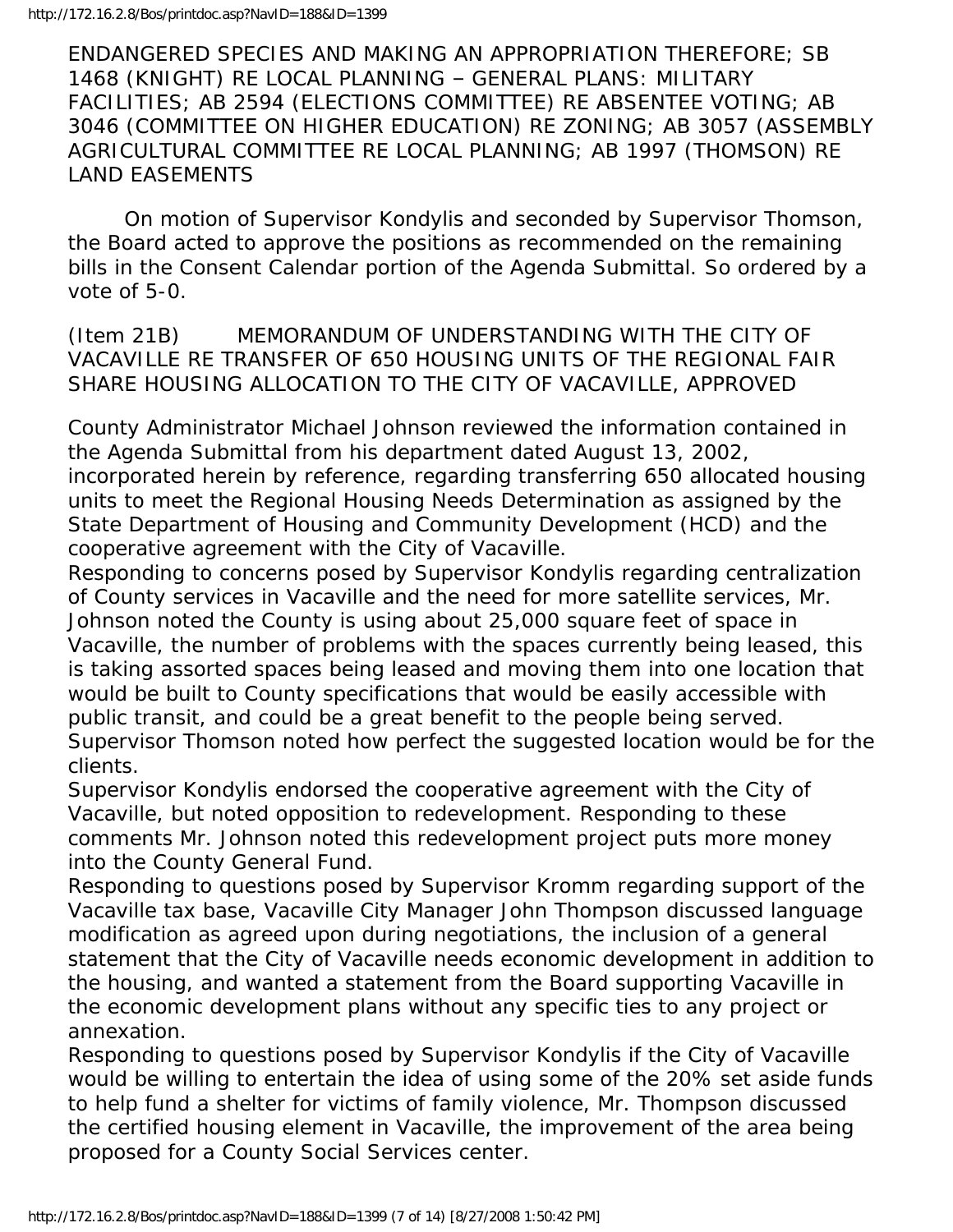ENDANGERED SPECIES AND MAKING AN APPROPRIATION THEREFORE; SB 1468 (KNIGHT) RE LOCAL PLANNING – GENERAL PLANS: MILITARY FACILITIES; AB 2594 (ELECTIONS COMMITTEE) RE ABSENTEE VOTING; AB 3046 (COMMITTEE ON HIGHER EDUCATION) RE ZONING; AB 3057 (ASSEMBLY AGRICULTURAL COMMITTEE RE LOCAL PLANNING; AB 1997 (THOMSON) RE LAND EASEMENTS

On motion of Supervisor Kondylis and seconded by Supervisor Thomson, the Board acted to approve the positions as recommended on the remaining bills in the Consent Calendar portion of the Agenda Submittal. So ordered by a vote of 5-0.

(Item 21B) MEMORANDUM OF UNDERSTANDING WITH THE CITY OF VACAVILLE RE TRANSFER OF 650 HOUSING UNITS OF THE REGIONAL FAIR SHARE HOUSING ALLOCATION TO THE CITY OF VACAVILLE, APPROVED

County Administrator Michael Johnson reviewed the information contained in the Agenda Submittal from his department dated August 13, 2002, incorporated herein by reference, regarding transferring 650 allocated housing units to meet the Regional Housing Needs Determination as assigned by the State Department of Housing and Community Development (HCD) and the cooperative agreement with the City of Vacaville.

Responding to concerns posed by Supervisor Kondylis regarding centralization of County services in Vacaville and the need for more satellite services, Mr. Johnson noted the County is using about 25,000 square feet of space in Vacaville, the number of problems with the spaces currently being leased, this is taking assorted spaces being leased and moving them into one location that would be built to County specifications that would be easily accessible with public transit, and could be a great benefit to the people being served.

Supervisor Thomson noted how perfect the suggested location would be for the clients.

Supervisor Kondylis endorsed the cooperative agreement with the City of Vacaville, but noted opposition to redevelopment. Responding to these comments Mr. Johnson noted this redevelopment project puts more money into the County General Fund.

Responding to questions posed by Supervisor Kromm regarding support of the Vacaville tax base, Vacaville City Manager John Thompson discussed language modification as agreed upon during negotiations, the inclusion of a general statement that the City of Vacaville needs economic development in addition to the housing, and wanted a statement from the Board supporting Vacaville in the economic development plans without any specific ties to any project or annexation.

Responding to questions posed by Supervisor Kondylis if the City of Vacaville would be willing to entertain the idea of using some of the 20% set aside funds to help fund a shelter for victims of family violence, Mr. Thompson discussed the certified housing element in Vacaville, the improvement of the area being proposed for a County Social Services center.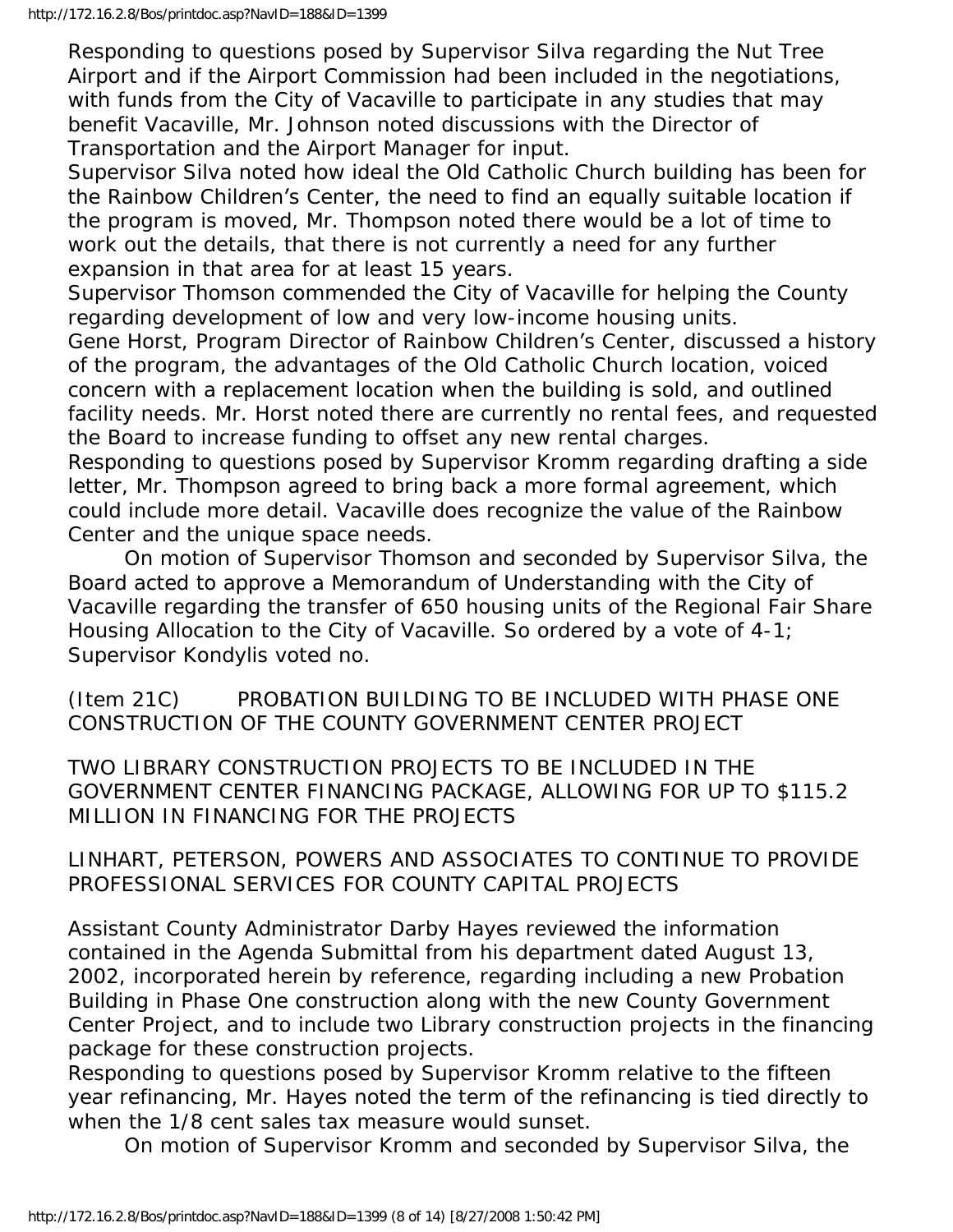Responding to questions posed by Supervisor Silva regarding the Nut Tree Airport and if the Airport Commission had been included in the negotiations, with funds from the City of Vacaville to participate in any studies that may benefit Vacaville, Mr. Johnson noted discussions with the Director of Transportation and the Airport Manager for input.

Supervisor Silva noted how ideal the Old Catholic Church building has been for the Rainbow Children's Center, the need to find an equally suitable location if the program is moved, Mr. Thompson noted there would be a lot of time to work out the details, that there is not currently a need for any further expansion in that area for at least 15 years.

Supervisor Thomson commended the City of Vacaville for helping the County regarding development of low and very low-income housing units.

Gene Horst, Program Director of Rainbow Children's Center, discussed a history of the program, the advantages of the Old Catholic Church location, voiced concern with a replacement location when the building is sold, and outlined facility needs. Mr. Horst noted there are currently no rental fees, and requested the Board to increase funding to offset any new rental charges.

Responding to questions posed by Supervisor Kromm regarding drafting a side letter, Mr. Thompson agreed to bring back a more formal agreement, which could include more detail. Vacaville does recognize the value of the Rainbow Center and the unique space needs.

On motion of Supervisor Thomson and seconded by Supervisor Silva, the Board acted to approve a Memorandum of Understanding with the City of Vacaville regarding the transfer of 650 housing units of the Regional Fair Share Housing Allocation to the City of Vacaville. So ordered by a vote of 4-1; Supervisor Kondylis voted no.

(Item 21C) PROBATION BUILDING TO BE INCLUDED WITH PHASE ONE CONSTRUCTION OF THE COUNTY GOVERNMENT CENTER PROJECT

TWO LIBRARY CONSTRUCTION PROJECTS TO BE INCLUDED IN THE GOVERNMENT CENTER FINANCING PACKAGE, ALLOWING FOR UP TO $115.2 MILLION IN FINANCING FOR THE PROJECTS

LINHART, PETERSON, POWERS AND ASSOCIATES TO CONTINUE TO PROVIDE PROFESSIONAL SERVICES FOR COUNTY CAPITAL PROJECTS

Assistant County Administrator Darby Hayes reviewed the information contained in the Agenda Submittal from his department dated August 13, 2002, incorporated herein by reference, regarding including a new Probation Building in Phase One construction along with the new County Government Center Project, and to include two Library construction projects in the financing package for these construction projects.

Responding to questions posed by Supervisor Kromm relative to the fifteen year refinancing, Mr. Hayes noted the term of the refinancing is tied directly to when the 1/8 cent sales tax measure would sunset.

On motion of Supervisor Kromm and seconded by Supervisor Silva, the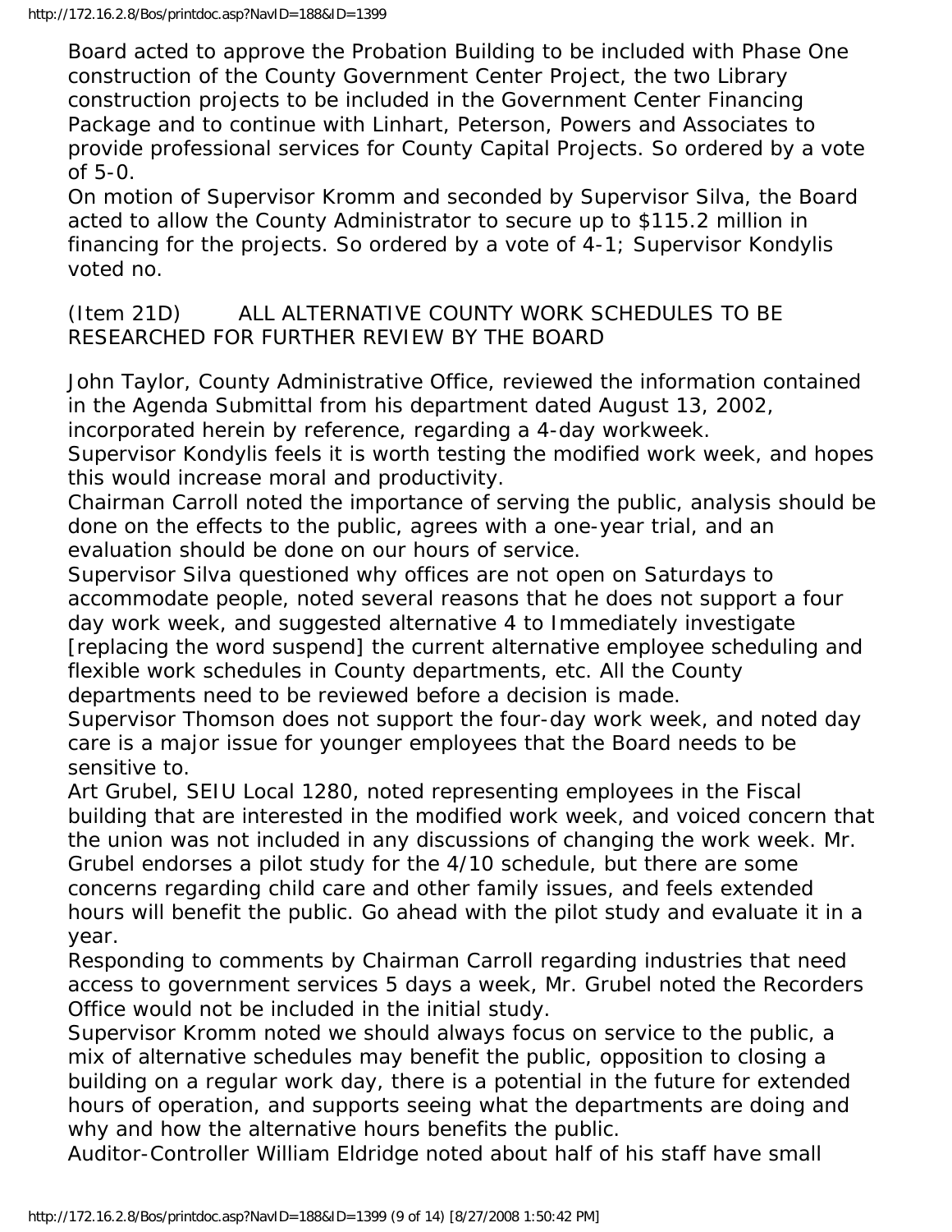Board acted to approve the Probation Building to be included with Phase One construction of the County Government Center Project, the two Library construction projects to be included in the Government Center Financing Package and to continue with Linhart, Peterson, Powers and Associates to provide professional services for County Capital Projects. So ordered by a vote of 5-0.

On motion of Supervisor Kromm and seconded by Supervisor Silva, the Board acted to allow the County Administrator to secure up to $115.2 million in financing for the projects. So ordered by a vote of 4-1; Supervisor Kondylis voted no.

(Item 21D) ALL ALTERNATIVE COUNTY WORK SCHEDULES TO BE RESEARCHED FOR FURTHER REVIEW BY THE BOARD

John Taylor, County Administrative Office, reviewed the information contained in the Agenda Submittal from his department dated August 13, 2002, incorporated herein by reference, regarding a 4-day workweek.

Supervisor Kondylis feels it is worth testing the modified work week, and hopes this would increase moral and productivity.

Chairman Carroll noted the importance of serving the public, analysis should be done on the effects to the public, agrees with a one-year trial, and an evaluation should be done on our hours of service.

Supervisor Silva questioned why offices are not open on Saturdays to accommodate people, noted several reasons that he does not support a four day work week, and suggested alternative 4 to Immediately investigate [replacing the word suspend] the current alternative employee scheduling and flexible work schedules in County departments, etc. All the County departments need to be reviewed before a decision is made.

Supervisor Thomson does not support the four-day work week, and noted day care is a major issue for younger employees that the Board needs to be sensitive to.

Art Grubel, SEIU Local 1280, noted representing employees in the Fiscal building that are interested in the modified work week, and voiced concern that the union was not included in any discussions of changing the work week. Mr. Grubel endorses a pilot study for the 4/10 schedule, but there are some concerns regarding child care and other family issues, and feels extended hours will benefit the public. Go ahead with the pilot study and evaluate it in a year.

Responding to comments by Chairman Carroll regarding industries that need access to government services 5 days a week, Mr. Grubel noted the Recorders Office would not be included in the initial study.

Supervisor Kromm noted we should always focus on service to the public, a mix of alternative schedules may benefit the public, opposition to closing a building on a regular work day, there is a potential in the future for extended hours of operation, and supports seeing what the departments are doing and why and how the alternative hours benefits the public.

Auditor-Controller William Eldridge noted about half of his staff have small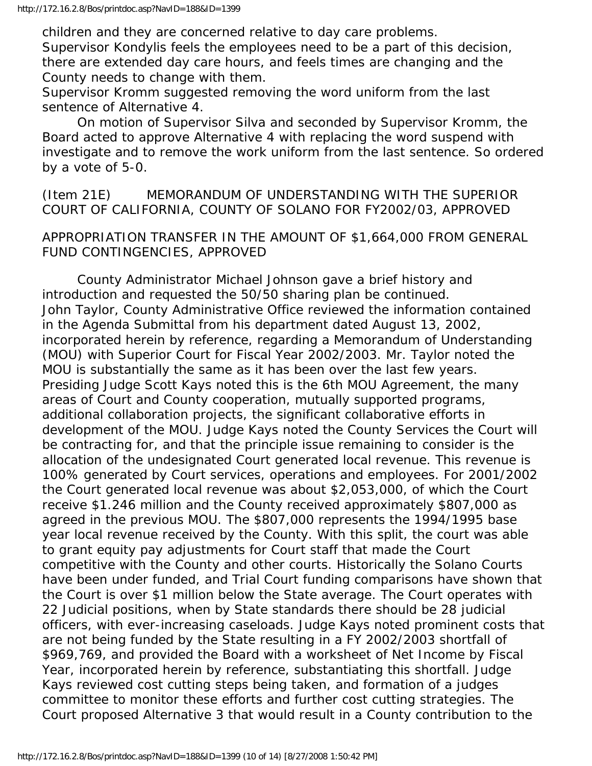children and they are concerned relative to day care problems.
Supervisor Kondylis feels the employees need to be a part of this decision, there are extended day care hours, and feels times are changing and the County needs to change with them.
Supervisor Kromm suggested removing the word uniform from the last sentence of Alternative 4.

On motion of Supervisor Silva and seconded by Supervisor Kromm, the Board acted to approve Alternative 4 with replacing the word suspend with investigate and to remove the work uniform from the last sentence. So ordered by a vote of 5-0.

(Item 21E) MEMORANDUM OF UNDERSTANDING WITH THE SUPERIOR COURT OF CALIFORNIA, COUNTY OF SOLANO FOR FY2002/03, APPROVED

APPROPRIATION TRANSFER IN THE AMOUNT OF $1,664,000 FROM GENERAL FUND CONTINGENCIES, APPROVED

County Administrator Michael Johnson gave a brief history and introduction and requested the 50/50 sharing plan be continued.
John Taylor, County Administrative Office reviewed the information contained in the Agenda Submittal from his department dated August 13, 2002, incorporated herein by reference, regarding a Memorandum of Understanding (MOU) with Superior Court for Fiscal Year 2002/2003. Mr. Taylor noted the MOU is substantially the same as it has been over the last few years.
Presiding Judge Scott Kays noted this is the 6th MOU Agreement, the many areas of Court and County cooperation, mutually supported programs, additional collaboration projects, the significant collaborative efforts in development of the MOU. Judge Kays noted the County Services the Court will be contracting for, and that the principle issue remaining to consider is the allocation of the undesignated Court generated local revenue. This revenue is 100% generated by Court services, operations and employees. For 2001/2002 the Court generated local revenue was about $2,053,000, of which the Court receive $1.246 million and the County received approximately $807,000 as agreed in the previous MOU. The $807,000 represents the 1994/1995 base year local revenue received by the County. With this split, the court was able to grant equity pay adjustments for Court staff that made the Court competitive with the County and other courts. Historically the Solano Courts have been under funded, and Trial Court funding comparisons have shown that the Court is over $1 million below the State average. The Court operates with 22 Judicial positions, when by State standards there should be 28 judicial officers, with ever-increasing caseloads. Judge Kays noted prominent costs that are not being funded by the State resulting in a FY 2002/2003 shortfall of $969,769, and provided the Board with a worksheet of Net Income by Fiscal Year, incorporated herein by reference, substantiating this shortfall. Judge Kays reviewed cost cutting steps being taken, and formation of a judges committee to monitor these efforts and further cost cutting strategies. The Court proposed Alternative 3 that would result in a County contribution to the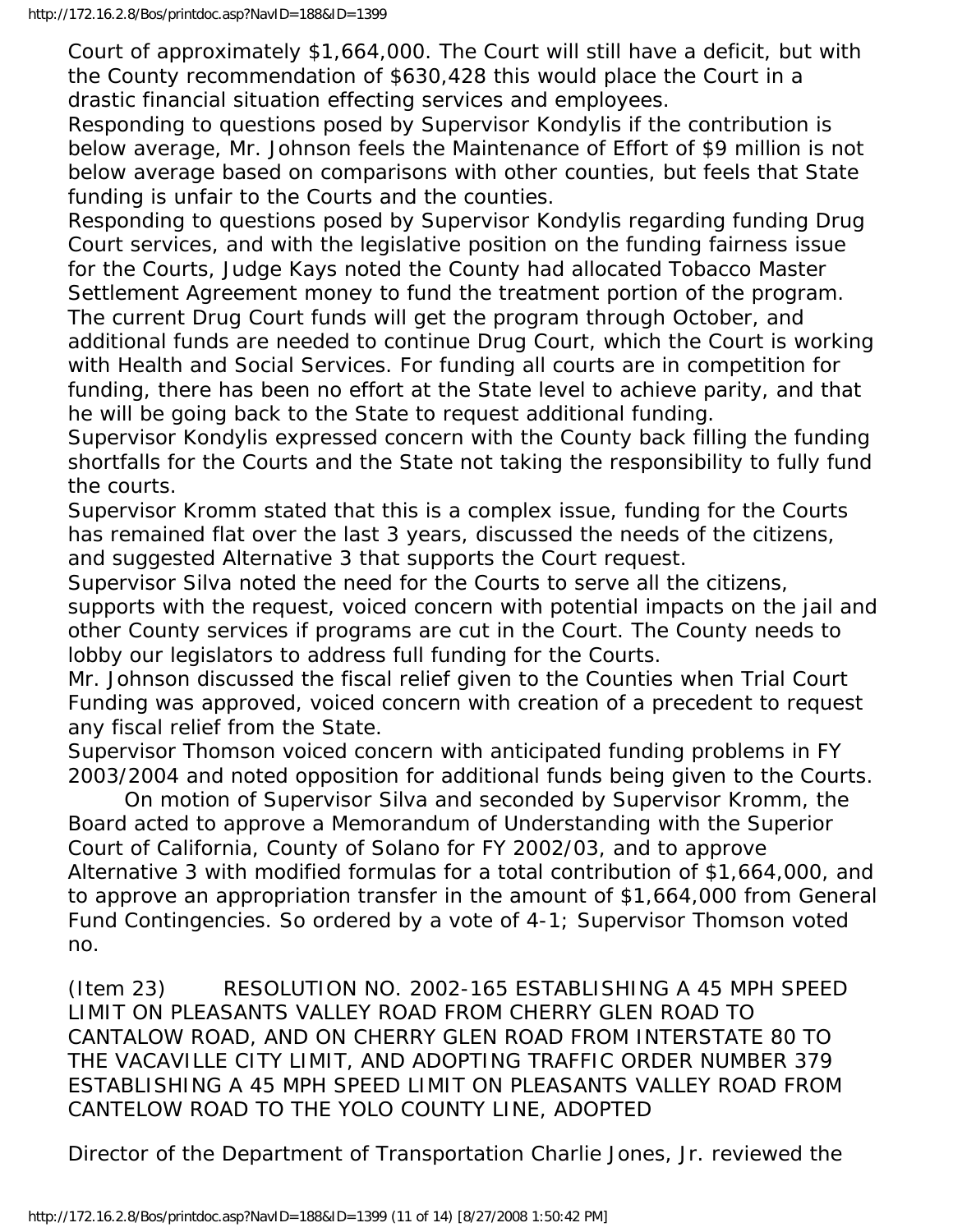Court of approximately $1,664,000. The Court will still have a deficit, but with the County recommendation of $630,428 this would place the Court in a drastic financial situation effecting services and employees.

Responding to questions posed by Supervisor Kondylis if the contribution is below average, Mr. Johnson feels the Maintenance of Effort of $9 million is not below average based on comparisons with other counties, but feels that State funding is unfair to the Courts and the counties.

Responding to questions posed by Supervisor Kondylis regarding funding Drug Court services, and with the legislative position on the funding fairness issue for the Courts, Judge Kays noted the County had allocated Tobacco Master Settlement Agreement money to fund the treatment portion of the program. The current Drug Court funds will get the program through October, and additional funds are needed to continue Drug Court, which the Court is working with Health and Social Services. For funding all courts are in competition for funding, there has been no effort at the State level to achieve parity, and that he will be going back to the State to request additional funding.

Supervisor Kondylis expressed concern with the County back filling the funding shortfalls for the Courts and the State not taking the responsibility to fully fund the courts.

Supervisor Kromm stated that this is a complex issue, funding for the Courts has remained flat over the last 3 years, discussed the needs of the citizens, and suggested Alternative 3 that supports the Court request.

Supervisor Silva noted the need for the Courts to serve all the citizens, supports with the request, voiced concern with potential impacts on the jail and other County services if programs are cut in the Court. The County needs to lobby our legislators to address full funding for the Courts.

Mr. Johnson discussed the fiscal relief given to the Counties when Trial Court Funding was approved, voiced concern with creation of a precedent to request any fiscal relief from the State.

Supervisor Thomson voiced concern with anticipated funding problems in FY 2003/2004 and noted opposition for additional funds being given to the Courts.

On motion of Supervisor Silva and seconded by Supervisor Kromm, the Board acted to approve a Memorandum of Understanding with the Superior Court of California, County of Solano for FY 2002/03, and to approve Alternative 3 with modified formulas for a total contribution of $1,664,000, and to approve an appropriation transfer in the amount of $1,664,000 from General Fund Contingencies. So ordered by a vote of 4-1; Supervisor Thomson voted no.

(Item 23) RESOLUTION NO. 2002-165 ESTABLISHING A 45 MPH SPEED LIMIT ON PLEASANTS VALLEY ROAD FROM CHERRY GLEN ROAD TO CANTALOW ROAD, AND ON CHERRY GLEN ROAD FROM INTERSTATE 80 TO THE VACAVILLE CITY LIMIT, AND ADOPTING TRAFFIC ORDER NUMBER 379 ESTABLISHING A 45 MPH SPEED LIMIT ON PLEASANTS VALLEY ROAD FROM CANTELOW ROAD TO THE YOLO COUNTY LINE, ADOPTED

Director of the Department of Transportation Charlie Jones, Jr. reviewed the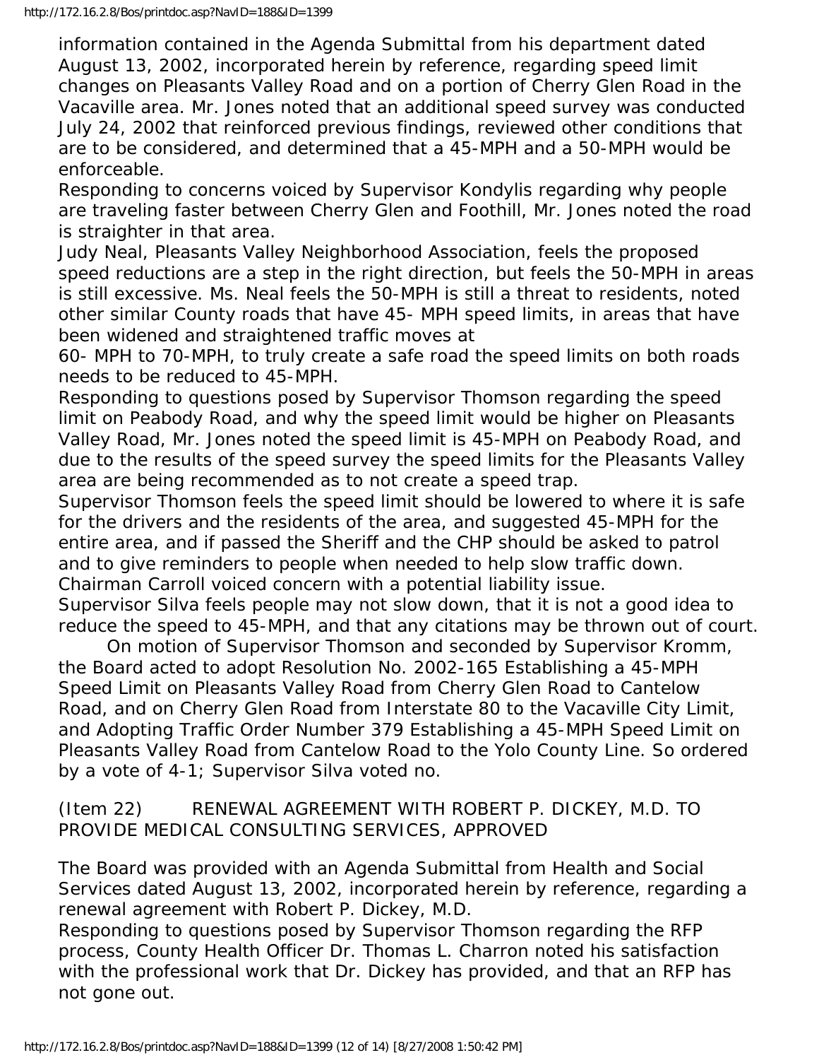information contained in the Agenda Submittal from his department dated August 13, 2002, incorporated herein by reference, regarding speed limit changes on Pleasants Valley Road and on a portion of Cherry Glen Road in the Vacaville area. Mr. Jones noted that an additional speed survey was conducted July 24, 2002 that reinforced previous findings, reviewed other conditions that are to be considered, and determined that a 45-MPH and a 50-MPH would be enforceable.

Responding to concerns voiced by Supervisor Kondylis regarding why people are traveling faster between Cherry Glen and Foothill, Mr. Jones noted the road is straighter in that area.

Judy Neal, Pleasants Valley Neighborhood Association, feels the proposed speed reductions are a step in the right direction, but feels the 50-MPH in areas is still excessive. Ms. Neal feels the 50-MPH is still a threat to residents, noted other similar County roads that have 45- MPH speed limits, in areas that have been widened and straightened traffic moves at
60- MPH to 70-MPH, to truly create a safe road the speed limits on both roads needs to be reduced to 45-MPH.

Responding to questions posed by Supervisor Thomson regarding the speed limit on Peabody Road, and why the speed limit would be higher on Pleasants Valley Road, Mr. Jones noted the speed limit is 45-MPH on Peabody Road, and due to the results of the speed survey the speed limits for the Pleasants Valley area are being recommended as to not create a speed trap.

Supervisor Thomson feels the speed limit should be lowered to where it is safe for the drivers and the residents of the area, and suggested 45-MPH for the entire area, and if passed the Sheriff and the CHP should be asked to patrol and to give reminders to people when needed to help slow traffic down.

Chairman Carroll voiced concern with a potential liability issue.

Supervisor Silva feels people may not slow down, that it is not a good idea to reduce the speed to 45-MPH, and that any citations may be thrown out of court.

On motion of Supervisor Thomson and seconded by Supervisor Kromm, the Board acted to adopt Resolution No. 2002-165 Establishing a 45-MPH Speed Limit on Pleasants Valley Road from Cherry Glen Road to Cantelow Road, and on Cherry Glen Road from Interstate 80 to the Vacaville City Limit, and Adopting Traffic Order Number 379 Establishing a 45-MPH Speed Limit on Pleasants Valley Road from Cantelow Road to the Yolo County Line. So ordered by a vote of 4-1; Supervisor Silva voted no.

(Item 22) RENEWAL AGREEMENT WITH ROBERT P. DICKEY, M.D. TO PROVIDE MEDICAL CONSULTING SERVICES, APPROVED

The Board was provided with an Agenda Submittal from Health and Social Services dated August 13, 2002, incorporated herein by reference, regarding a renewal agreement with Robert P. Dickey, M.D.

Responding to questions posed by Supervisor Thomson regarding the RFP process, County Health Officer Dr. Thomas L. Charron noted his satisfaction with the professional work that Dr. Dickey has provided, and that an RFP has not gone out.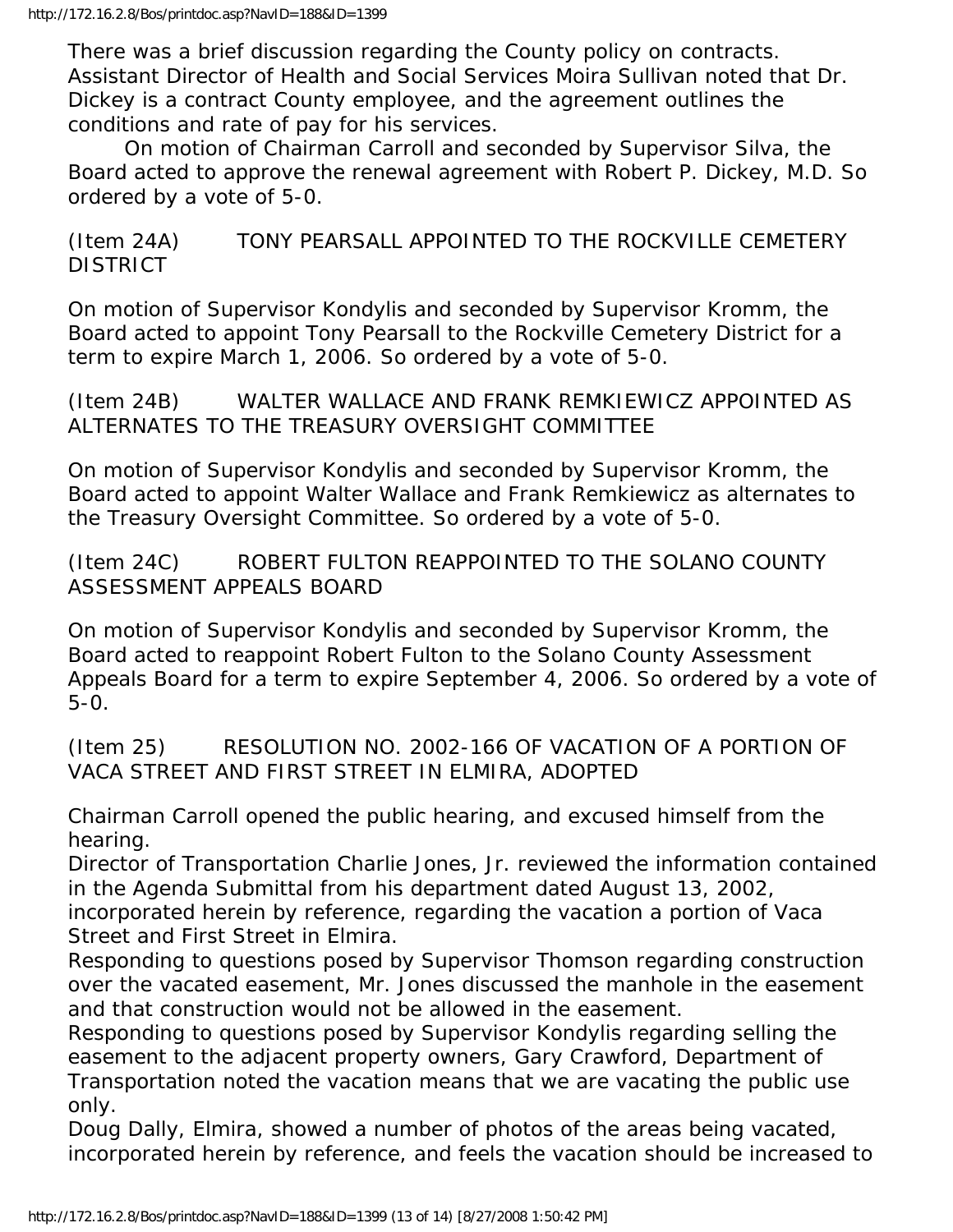There was a brief discussion regarding the County policy on contracts. Assistant Director of Health and Social Services Moira Sullivan noted that Dr. Dickey is a contract County employee, and the agreement outlines the conditions and rate of pay for his services.

On motion of Chairman Carroll and seconded by Supervisor Silva, the Board acted to approve the renewal agreement with Robert P. Dickey, M.D. So ordered by a vote of 5-0.

(Item 24A) TONY PEARSALL APPOINTED TO THE ROCKVILLE CEMETERY DISTRICT

On motion of Supervisor Kondylis and seconded by Supervisor Kromm, the Board acted to appoint Tony Pearsall to the Rockville Cemetery District for a term to expire March 1, 2006. So ordered by a vote of 5-0.

(Item 24B) WALTER WALLACE AND FRANK REMKIEWICZ APPOINTED AS ALTERNATES TO THE TREASURY OVERSIGHT COMMITTEE

On motion of Supervisor Kondylis and seconded by Supervisor Kromm, the Board acted to appoint Walter Wallace and Frank Remkiewicz as alternates to the Treasury Oversight Committee. So ordered by a vote of 5-0.

(Item 24C) ROBERT FULTON REAPPOINTED TO THE SOLANO COUNTY ASSESSMENT APPEALS BOARD

On motion of Supervisor Kondylis and seconded by Supervisor Kromm, the Board acted to reappoint Robert Fulton to the Solano County Assessment Appeals Board for a term to expire September 4, 2006. So ordered by a vote of 5-0.

(Item 25) RESOLUTION NO. 2002-166 OF VACATION OF A PORTION OF VACA STREET AND FIRST STREET IN ELMIRA, ADOPTED

Chairman Carroll opened the public hearing, and excused himself from the hearing.

Director of Transportation Charlie Jones, Jr. reviewed the information contained in the Agenda Submittal from his department dated August 13, 2002, incorporated herein by reference, regarding the vacation a portion of Vaca Street and First Street in Elmira.

Responding to questions posed by Supervisor Thomson regarding construction over the vacated easement, Mr. Jones discussed the manhole in the easement and that construction would not be allowed in the easement.

Responding to questions posed by Supervisor Kondylis regarding selling the easement to the adjacent property owners, Gary Crawford, Department of Transportation noted the vacation means that we are vacating the public use only.

Doug Dally, Elmira, showed a number of photos of the areas being vacated, incorporated herein by reference, and feels the vacation should be increased to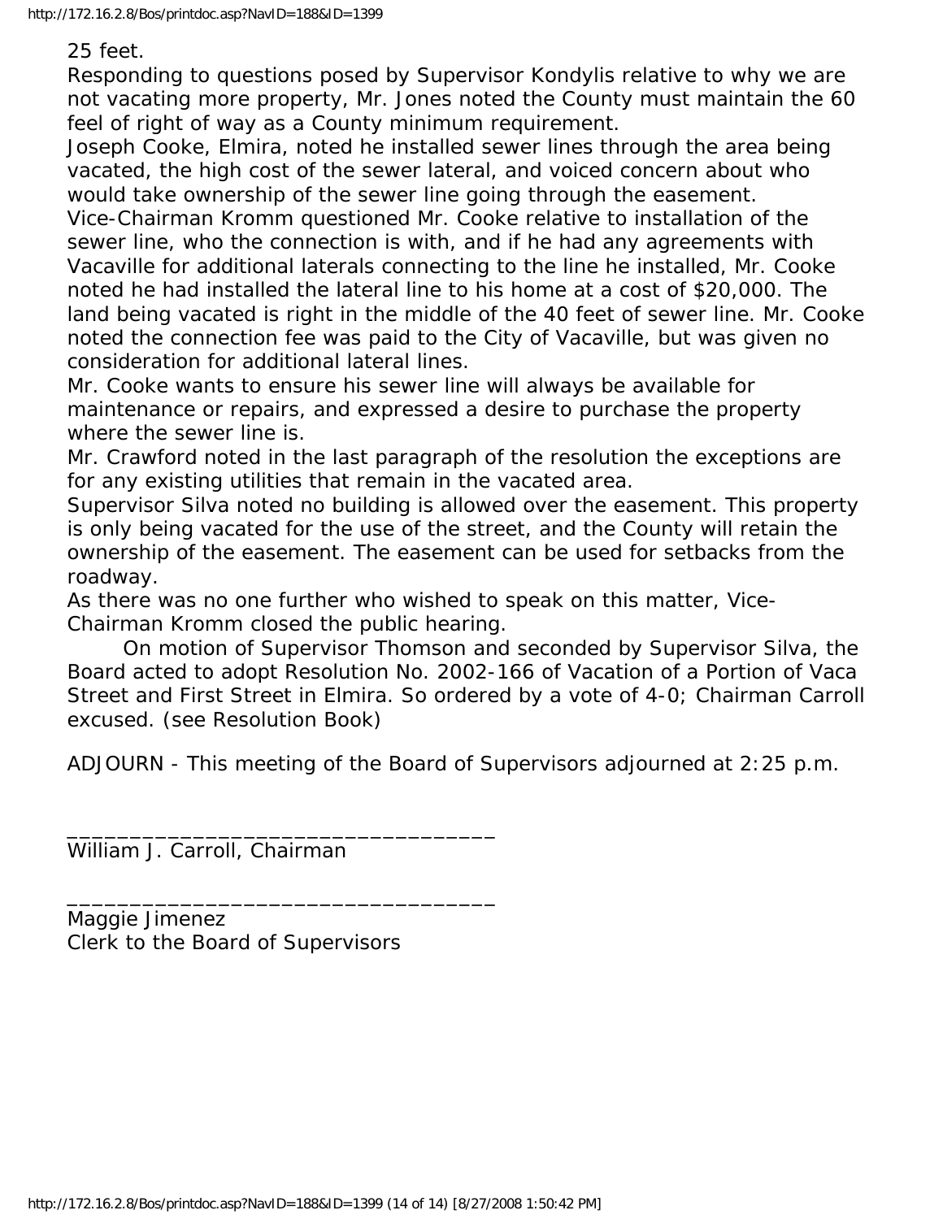25 feet.

Responding to questions posed by Supervisor Kondylis relative to why we are not vacating more property, Mr. Jones noted the County must maintain the 60 feel of right of way as a County minimum requirement.

Joseph Cooke, Elmira, noted he installed sewer lines through the area being vacated, the high cost of the sewer lateral, and voiced concern about who would take ownership of the sewer line going through the easement.

Vice-Chairman Kromm questioned Mr. Cooke relative to installation of the sewer line, who the connection is with, and if he had any agreements with Vacaville for additional laterals connecting to the line he installed, Mr. Cooke noted he had installed the lateral line to his home at a cost of $20,000. The land being vacated is right in the middle of the 40 feet of sewer line. Mr. Cooke noted the connection fee was paid to the City of Vacaville, but was given no consideration for additional lateral lines.

Mr. Cooke wants to ensure his sewer line will always be available for maintenance or repairs, and expressed a desire to purchase the property where the sewer line is.

Mr. Crawford noted in the last paragraph of the resolution the exceptions are for any existing utilities that remain in the vacated area.

Supervisor Silva noted no building is allowed over the easement. This property is only being vacated for the use of the street, and the County will retain the ownership of the easement. The easement can be used for setbacks from the roadway.

As there was no one further who wished to speak on this matter, Vice-Chairman Kromm closed the public hearing.

On motion of Supervisor Thomson and seconded by Supervisor Silva, the Board acted to adopt Resolution No. 2002-166 of Vacation of a Portion of Vaca Street and First Street in Elmira. So ordered by a vote of 4-0; Chairman Carroll excused. (see Resolution Book)

ADJOURN - This meeting of the Board of Supervisors adjourned at 2:25 p.m.

_________________________________
William J. Carroll, Chairman

_________________________________
Maggie Jimenez
Clerk to the Board of Supervisors